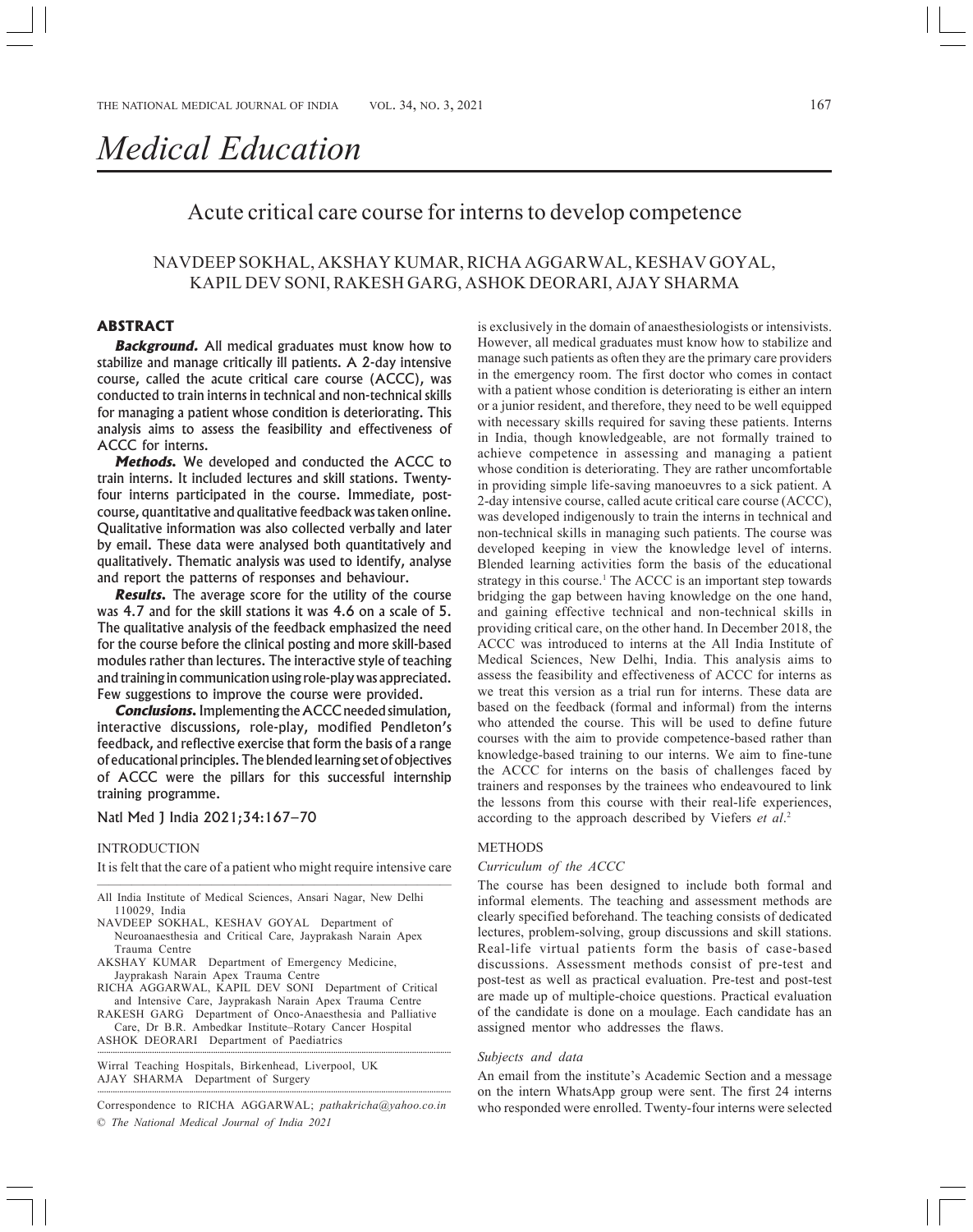# Medical Education

## Acute critical care course for interns to develop competence

NAVDEEP SOKHAL, AKSHAY KUMAR, RICHA AGGARWAL, KESHAV GOYAL, KAPIL DEV SONI, RAKESH GARG, ASHOK DEORARI, AJAY SHARMA

### ABSTRACT

***Background.*** All medical graduates must know how to stabilize and manage critically ill patients. A 2-day intensive course, called the acute critical care course (ACCC), was conducted to train interns in technical and non-technical skills for managing a patient whose condition is deteriorating. This analysis aims to assess the feasibility and effectiveness of ACCC for interns.

***Methods.*** We developed and conducted the ACCC to train interns. It included lectures and skill stations. Twenty-four interns participated in the course. Immediate, post-course, quantitative and qualitative feedback was taken online. Qualitative information was also collected verbally and later by email. These data were analysed both quantitatively and qualitatively. Thematic analysis was used to identify, analyse and report the patterns of responses and behaviour.

***Results.*** The average score for the utility of the course was 4.7 and for the skill stations it was 4.6 on a scale of 5. The qualitative analysis of the feedback emphasized the need for the course before the clinical posting and more skill-based modules rather than lectures. The interactive style of teaching and training in communication using role-play was appreciated. Few suggestions to improve the course were provided.

***Conclusions.*** Implementing the ACCC needed simulation, interactive discussions, role-play, modified Pendleton's feedback, and reflective exercise that form the basis of a range of educational principles. The blended learning set of objectives of ACCC were the pillars for this successful internship training programme.

Natl Med J India 2021;34:167–70

### INTRODUCTION

It is felt that the care of a patient who might require intensive care is exclusively in the domain of anaesthesiologists or intensivists. However, all medical graduates must know how to stabilize and manage such patients as often they are the primary care providers in the emergency room. The first doctor who comes in contact with a patient whose condition is deteriorating is either an intern or a junior resident, and therefore, they need to be well equipped with necessary skills required for saving these patients. Interns in India, though knowledgeable, are not formally trained to achieve competence in assessing and managing a patient whose condition is deteriorating. They are rather uncomfortable in providing simple life-saving manoeuvres to a sick patient. A 2-day intensive course, called acute critical care course (ACCC), was developed indigenously to train the interns in technical and non-technical skills in managing such patients. The course was developed keeping in view the knowledge level of interns. Blended learning activities form the basis of the educational strategy in this course.[1] The ACCC is an important step towards bridging the gap between having knowledge on the one hand, and gaining effective technical and non-technical skills in providing critical care, on the other hand. In December 2018, the ACCC was introduced to interns at the All India Institute of Medical Sciences, New Delhi, India. This analysis aims to assess the feasibility and effectiveness of ACCC for interns as we treat this version as a trial run for interns. These data are based on the feedback (formal and informal) from the interns who attended the course. This will be used to define future courses with the aim to provide competence-based rather than knowledge-based training to our interns. We aim to fine-tune the ACCC for interns on the basis of challenges faced by trainers and responses by the trainees who endeavoured to link the lessons from this course with their real-life experiences, according to the approach described by Viefers *et al*.[2]

All India Institute of Medical Sciences, Ansari Nagar, New Delhi 110029, India
NAVDEEP SOKHAL, KESHAV GOYAL Department of Neuroanaesthesia and Critical Care, Jayprakash Narain Apex Trauma Centre
AKSHAY KUMAR Department of Emergency Medicine, Jayprakash Narain Apex Trauma Centre
RICHA AGGARWAL, KAPIL DEV SONI Department of Critical and Intensive Care, Jayprakash Narain Apex Trauma Centre
RAKESH GARG Department of Onco-Anaesthesia and Palliative Care, Dr B.R. Ambedkar Institute–Rotary Cancer Hospital
ASHOK DEORARI Department of Paediatrics

Wirral Teaching Hospitals, Birkenhead, Liverpool, UK
AJAY SHARMA Department of Surgery

Correspondence to RICHA AGGARWAL; *pathakricha@yahoo.co.in*
© *The National Medical Journal of India 2021*

### METHODS

#### *Curriculum of the ACCC*

The course has been designed to include both formal and informal elements. The teaching and assessment methods are clearly specified beforehand. The teaching consists of dedicated lectures, problem-solving, group discussions and skill stations. Real-life virtual patients form the basis of case-based discussions. Assessment methods consist of pre-test and post-test as well as practical evaluation. Pre-test and post-test are made up of multiple-choice questions. Practical evaluation of the candidate is done on a moulage. Each candidate has an assigned mentor who addresses the flaws.

#### *Subjects and data*

An email from the institute's Academic Section and a message on the intern WhatsApp group were sent. The first 24 interns who responded were enrolled. Twenty-four interns were selected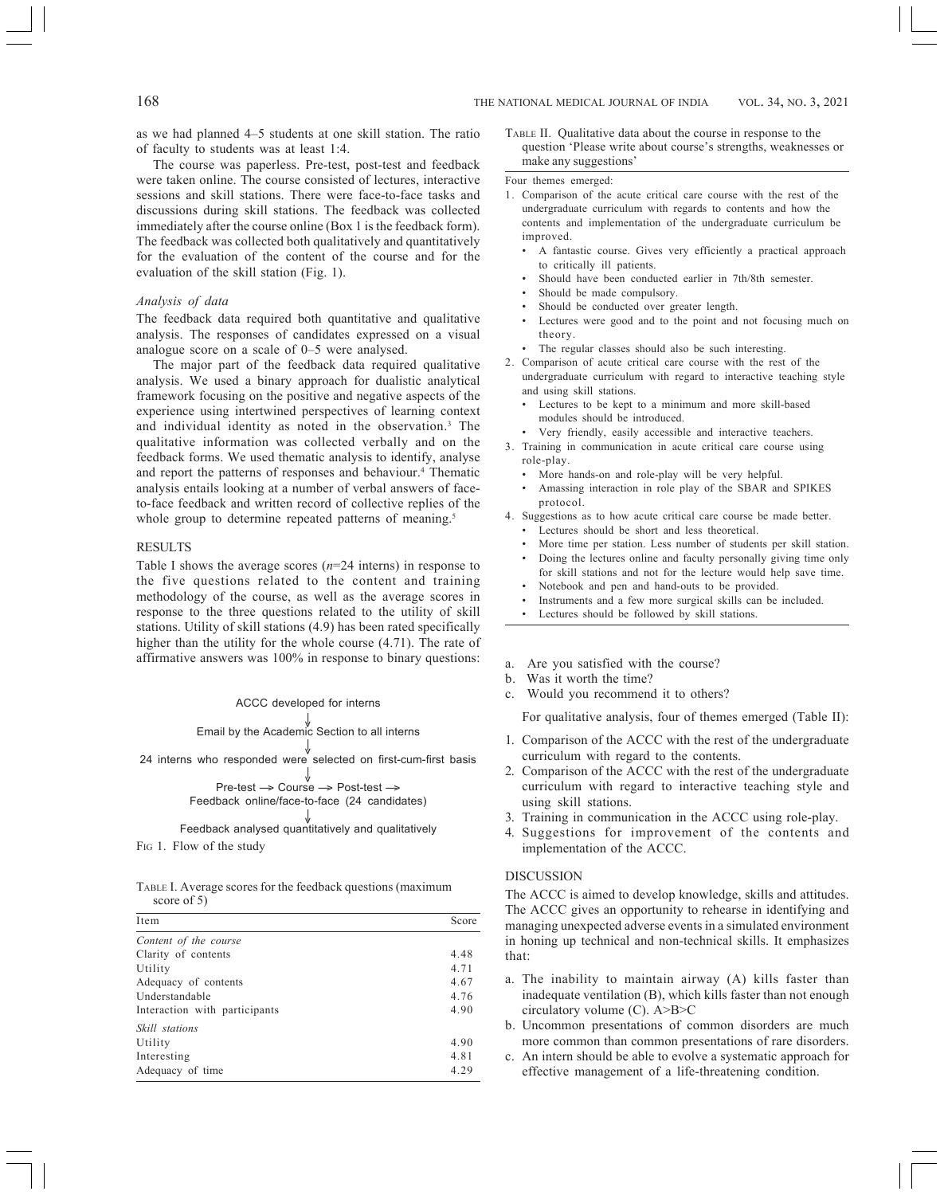as we had planned 4–5 students at one skill station. The ratio of faculty to students was at least 1:4.

The course was paperless. Pre-test, post-test and feedback were taken online. The course consisted of lectures, interactive sessions and skill stations. There were face-to-face tasks and discussions during skill stations. The feedback was collected immediately after the course online (Box 1 is the feedback form). The feedback was collected both qualitatively and quantitatively for the evaluation of the content of the course and for the evaluation of the skill station (Fig. 1).

### *Analysis of data*

The feedback data required both quantitative and qualitative analysis. The responses of candidates expressed on a visual analogue score on a scale of 0–5 were analysed.

The major part of the feedback data required qualitative analysis. We used a binary approach for dualistic analytical framework focusing on the positive and negative aspects of the experience using intertwined perspectives of learning context and individual identity as noted in the observation.[3] The qualitative information was collected verbally and on the feedback forms. We used thematic analysis to identify, analyse and report the patterns of responses and behaviour.[4] Thematic analysis entails looking at a number of verbal answers of face-to-face feedback and written record of collective replies of the whole group to determine repeated patterns of meaning.[5]

## RESULTS

Table I shows the average scores (*n*=24 interns) in response to the five questions related to the content and training methodology of the course, as well as the average scores in response to the three questions related to the utility of skill stations. Utility of skill stations (4.9) has been rated specifically higher than the utility for the whole course (4.71). The rate of affirmative answers was 100% in response to binary questions:

ACCC developed for interns
↓
Email by the Academic Section to all interns
↓
24 interns who responded were selected on first-cum-first basis
↓
Pre-test → Course → Post-test →
Feedback online/face-to-face (24 candidates)
↓
Feedback analysed quantitatively and qualitatively

FIG 1. Flow of the study

TABLE I. Average scores for the feedback questions (maximum score of 5)

| Item | Score |
|---|---|
| *Content of the course* | |
| Clarity of contents | 4.48 |
| Utility | 4.71 |
| Adequacy of contents | 4.67 |
| Understandable | 4.76 |
| Interaction with participants | 4.90 |
| *Skill stations* | |
| Utility | 4.90 |
| Interesting | 4.81 |
| Adequacy of time | 4.29 |

TABLE II. Qualitative data about the course in response to the question 'Please write about course's strengths, weaknesses or make any suggestions'

Four themes emerged:

1. Comparison of the acute critical care course with the rest of the undergraduate curriculum with regards to contents and how the contents and implementation of the undergraduate curriculum be improved.
   - A fantastic course. Gives very efficiently a practical approach to critically ill patients.
   - Should have been conducted earlier in 7th/8th semester.
   - Should be made compulsory.
   - Should be conducted over greater length.
   - Lectures were good and to the point and not focusing much on theory.
   - The regular classes should also be such interesting.
2. Comparison of acute critical care course with the rest of the undergraduate curriculum with regard to interactive teaching style and using skill stations.
   - Lectures to be kept to a minimum and more skill-based modules should be introduced.
   - Very friendly, easily accessible and interactive teachers.
3. Training in communication in acute critical care course using role-play.
   - More hands-on and role-play will be very helpful.
   - Amassing interaction in role play of the SBAR and SPIKES protocol.
4. Suggestions as to how acute critical care course be made better.
   - Lectures should be short and less theoretical.
   - More time per station. Less number of students per skill station.
   - Doing the lectures online and faculty personally giving time only for skill stations and not for the lecture would help save time.
   - Notebook and pen and hand-outs to be provided.
   - Instruments and a few more surgical skills can be included.
   - Lectures should be followed by skill stations.

a. Are you satisfied with the course?
b. Was it worth the time?
c. Would you recommend it to others?

For qualitative analysis, four of themes emerged (Table II):

1. Comparison of the ACCC with the rest of the undergraduate curriculum with regard to the contents.
2. Comparison of the ACCC with the rest of the undergraduate curriculum with regard to interactive teaching style and using skill stations.
3. Training in communication in the ACCC using role-play.
4. Suggestions for improvement of the contents and implementation of the ACCC.

## DISCUSSION

The ACCC is aimed to develop knowledge, skills and attitudes. The ACCC gives an opportunity to rehearse in identifying and managing unexpected adverse events in a simulated environment in honing up technical and non-technical skills. It emphasizes that:

a. The inability to maintain airway (A) kills faster than inadequate ventilation (B), which kills faster than not enough circulatory volume (C). A>B>C
b. Uncommon presentations of common disorders are much more common than common presentations of rare disorders.
c. An intern should be able to evolve a systematic approach for effective management of a life-threatening condition.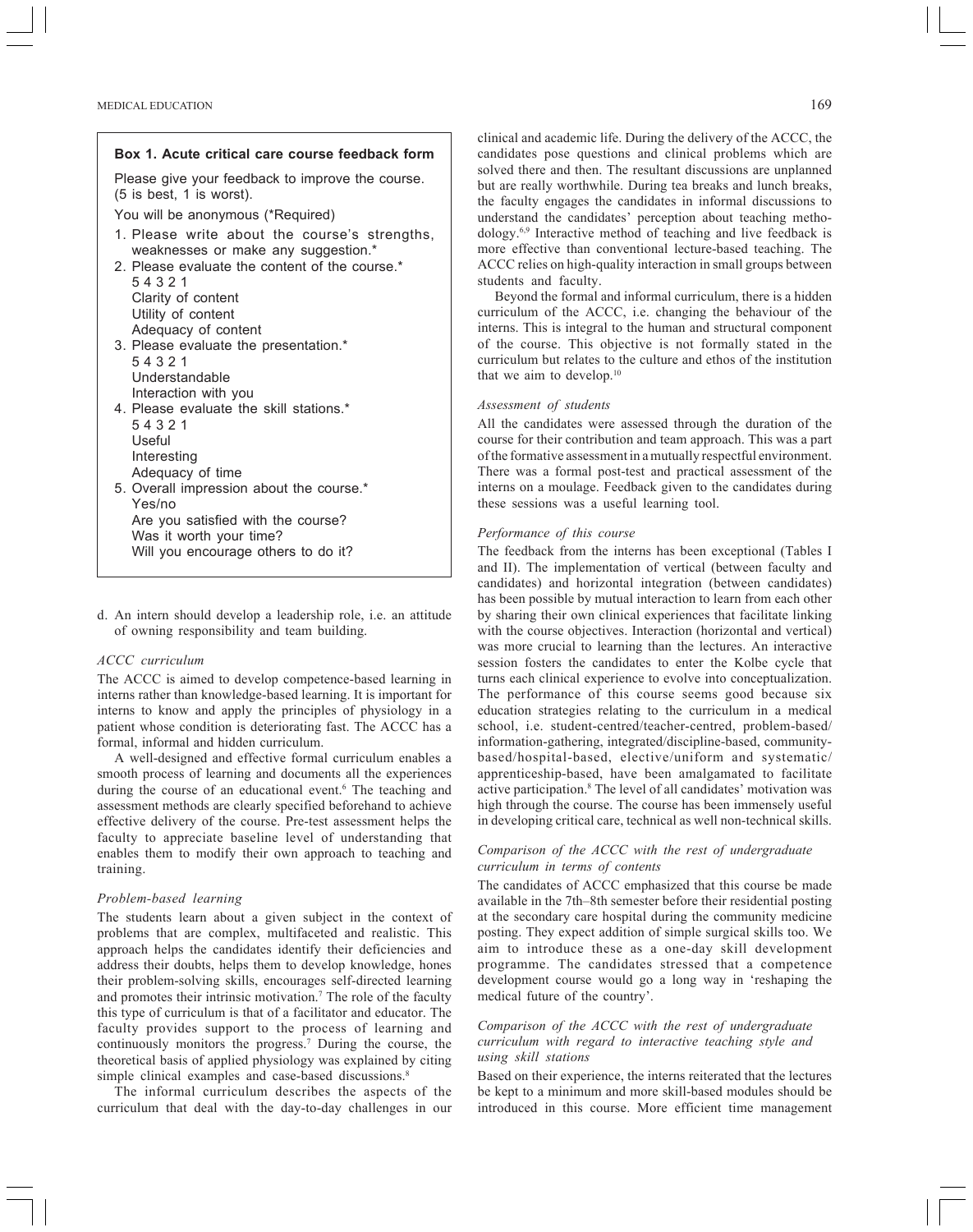**Box 1. Acute critical care course feedback form**

Please give your feedback to improve the course. (5 is best, 1 is worst).

You will be anonymous (*Required)

1. Please write about the course's strengths, weaknesses or make any suggestion.*
2. Please evaluate the content of the course.*
   5 4 3 2 1
   Clarity of content
   Utility of content
   Adequacy of content
3. Please evaluate the presentation.*
   5 4 3 2 1
   Understandable
   Interaction with you
4. Please evaluate the skill stations.*
   5 4 3 2 1
   Useful
   Interesting
   Adequacy of time
5. Overall impression about the course.*
   Yes/no
   Are you satisfied with the course?
   Was it worth your time?
   Will you encourage others to do it?

d. An intern should develop a leadership role, i.e. an attitude of owning responsibility and team building.

*ACCC curriculum*

The ACCC is aimed to develop competence-based learning in interns rather than knowledge-based learning. It is important for interns to know and apply the principles of physiology in a patient whose condition is deteriorating fast. The ACCC has a formal, informal and hidden curriculum.

A well-designed and effective formal curriculum enables a smooth process of learning and documents all the experiences during the course of an educational event.[6] The teaching and assessment methods are clearly specified beforehand to achieve effective delivery of the course. Pre-test assessment helps the faculty to appreciate baseline level of understanding that enables them to modify their own approach to teaching and training.

*Problem-based learning*

The students learn about a given subject in the context of problems that are complex, multifaceted and realistic. This approach helps the candidates identify their deficiencies and address their doubts, helps them to develop knowledge, hones their problem-solving skills, encourages self-directed learning and promotes their intrinsic motivation.[7] The role of the faculty this type of curriculum is that of a facilitator and educator. The faculty provides support to the process of learning and continuously monitors the progress.[7] During the course, the theoretical basis of applied physiology was explained by citing simple clinical examples and case-based discussions.[8]

The informal curriculum describes the aspects of the curriculum that deal with the day-to-day challenges in our clinical and academic life. During the delivery of the ACCC, the candidates pose questions and clinical problems which are solved there and then. The resultant discussions are unplanned but are really worthwhile. During tea breaks and lunch breaks, the faculty engages the candidates in informal discussions to understand the candidates' perception about teaching methodology.[6,9] Interactive method of teaching and live feedback is more effective than conventional lecture-based teaching. The ACCC relies on high-quality interaction in small groups between students and faculty.

Beyond the formal and informal curriculum, there is a hidden curriculum of the ACCC, i.e. changing the behaviour of the interns. This is integral to the human and structural component of the course. This objective is not formally stated in the curriculum but relates to the culture and ethos of the institution that we aim to develop.[10]

*Assessment of students*

All the candidates were assessed through the duration of the course for their contribution and team approach. This was a part of the formative assessment in a mutually respectful environment. There was a formal post-test and practical assessment of the interns on a moulage. Feedback given to the candidates during these sessions was a useful learning tool.

*Performance of this course*

The feedback from the interns has been exceptional (Tables I and II). The implementation of vertical (between faculty and candidates) and horizontal integration (between candidates) has been possible by mutual interaction to learn from each other by sharing their own clinical experiences that facilitate linking with the course objectives. Interaction (horizontal and vertical) was more crucial to learning than the lectures. An interactive session fosters the candidates to enter the Kolbe cycle that turns each clinical experience to evolve into conceptualization. The performance of this course seems good because six education strategies relating to the curriculum in a medical school, i.e. student-centred/teacher-centred, problem-based/information-gathering, integrated/discipline-based, community-based/hospital-based, elective/uniform and systematic/apprenticeship-based, have been amalgamated to facilitate active participation.[8] The level of all candidates' motivation was high through the course. The course has been immensely useful in developing critical care, technical as well non-technical skills.

*Comparison of the ACCC with the rest of undergraduate curriculum in terms of contents*

The candidates of ACCC emphasized that this course be made available in the 7th–8th semester before their residential posting at the secondary care hospital during the community medicine posting. They expect addition of simple surgical skills too. We aim to introduce these as a one-day skill development programme. The candidates stressed that a competence development course would go a long way in 'reshaping the medical future of the country'.

*Comparison of the ACCC with the rest of undergraduate curriculum with regard to interactive teaching style and using skill stations*

Based on their experience, the interns reiterated that the lectures be kept to a minimum and more skill-based modules should be introduced in this course. More efficient time management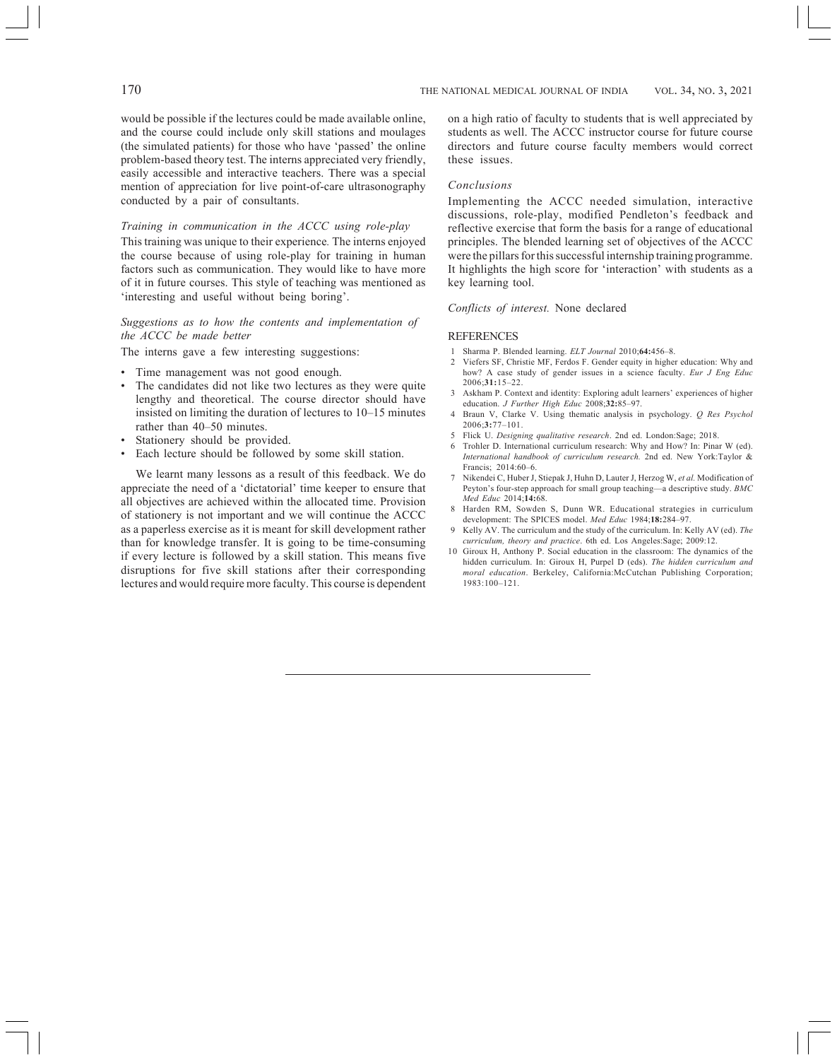would be possible if the lectures could be made available online, and the course could include only skill stations and moulages (the simulated patients) for those who have 'passed' the online problem-based theory test. The interns appreciated very friendly, easily accessible and interactive teachers. There was a special mention of appreciation for live point-of-care ultrasonography conducted by a pair of consultants.

*Training in communication in the ACCC using role-play*

This training was unique to their experience. The interns enjoyed the course because of using role-play for training in human factors such as communication. They would like to have more of it in future courses. This style of teaching was mentioned as 'interesting and useful without being boring'.

*Suggestions as to how the contents and implementation of the ACCC be made better*

The interns gave a few interesting suggestions:

- Time management was not good enough.
- The candidates did not like two lectures as they were quite lengthy and theoretical. The course director should have insisted on limiting the duration of lectures to 10–15 minutes rather than 40–50 minutes.
- Stationery should be provided.
- Each lecture should be followed by some skill station.

We learnt many lessons as a result of this feedback. We do appreciate the need of a 'dictatorial' time keeper to ensure that all objectives are achieved within the allocated time. Provision of stationery is not important and we will continue the ACCC as a paperless exercise as it is meant for skill development rather than for knowledge transfer. It is going to be time-consuming if every lecture is followed by a skill station. This means five disruptions for five skill stations after their corresponding lectures and would require more faculty. This course is dependent on a high ratio of faculty to students that is well appreciated by students as well. The ACCC instructor course for future course directors and future course faculty members would correct these issues.

*Conclusions*

Implementing the ACCC needed simulation, interactive discussions, role-play, modified Pendleton's feedback and reflective exercise that form the basis for a range of educational principles. The blended learning set of objectives of the ACCC were the pillars for this successful internship training programme. It highlights the high score for 'interaction' with students as a key learning tool.

*Conflicts of interest.* None declared

## REFERENCES

1. Sharma P. Blended learning. *ELT Journal* 2010;**64:**456–8.
2. Viefers SF, Christie MF, Ferdos F. Gender equity in higher education: Why and how? A case study of gender issues in a science faculty. *Eur J Eng Educ* 2006;**31:**15–22.
3. Askham P. Context and identity: Exploring adult learners' experiences of higher education. *J Further High Educ* 2008;**32:**85–97.
4. Braun V, Clarke V. Using thematic analysis in psychology. *Q Res Psychol* 2006;**3:**77–101.
5. Flick U. *Designing qualitative research*. 2nd ed. London:Sage; 2018.
6. Trohler D. International curriculum research: Why and How? In: Pinar W (ed). *International handbook of curriculum research.* 2nd ed. New York:Taylor & Francis; 2014:60–6.
7. Nikendei C, Huber J, Stiepak J, Huhn D, Lauter J, Herzog W, *et al.* Modification of Peyton's four-step approach for small group teaching—a descriptive study. *BMC Med Educ* 2014;**14:**68.
8. Harden RM, Sowden S, Dunn WR. Educational strategies in curriculum development: The SPICES model. *Med Educ* 1984;**18:**284–97.
9. Kelly AV. The curriculum and the study of the curriculum. In: Kelly AV (ed). *The curriculum, theory and practice*. 6th ed. Los Angeles:Sage; 2009:12.
10. Giroux H, Anthony P. Social education in the classroom: The dynamics of the hidden curriculum. In: Giroux H, Purpel D (eds). *The hidden curriculum and moral education*. Berkeley, California:McCutchan Publishing Corporation; 1983:100–121.